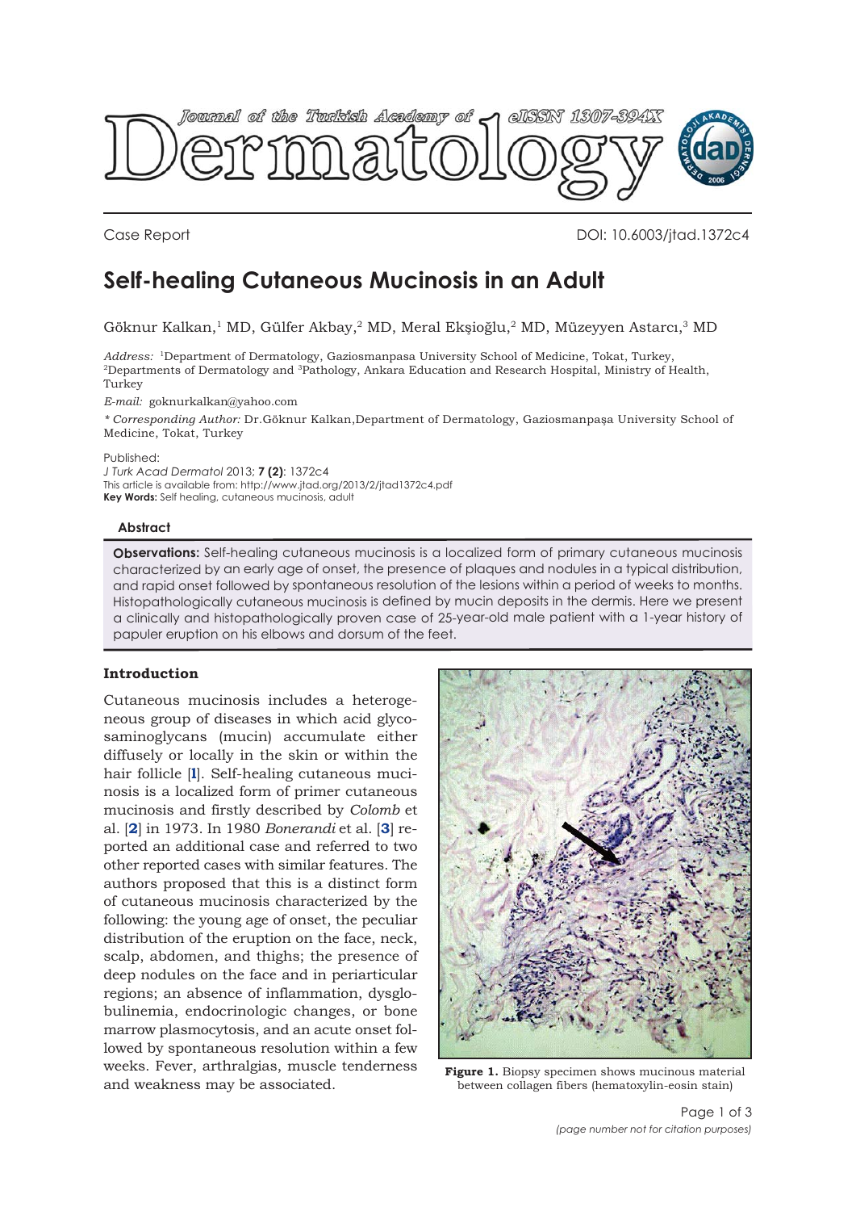Case Report

DOI: 10.6003/jtad.1372c4

# Self-healing Cutaneous Mucinosis in an Adult

Göknur Kalkan,[1] MD, Gülfer Akbay,[2] MD, Meral Ekşioğlu,[2] MD, Müzeyyen Astarcı,[3] MD

*Address:* [1]Department of Dermatology, Gaziosmanpasa University School of Medicine, Tokat, Turkey, [2]Departments of Dermatology and [3]Pathology, Ankara Education and Research Hospital, Ministry of Health, Turkey

*E-mail:* goknurkalkan@yahoo.com

*\* Corresponding Author:* Dr.Göknur Kalkan,Department of Dermatology, Gaziosmanpaşa University School of Medicine, Tokat, Turkey

Published:
*J Turk Acad Dermatol* 2013; **7 (2)**: 1372c4
This article is available from: http://www.jtad.org/2013/2/jtad1372c4.pdf
**Key Words:** Self healing, cutaneous mucinosis, adult

### Abstract

**Observations:** Self-healing cutaneous mucinosis is a localized form of primary cutaneous mucinosis characterized by an early age of onset, the presence of plaques and nodules in a typical distribution, and rapid onset followed by spontaneous resolution of the lesions within a period of weeks to months. Histopathologically cutaneous mucinosis is defined by mucin deposits in the dermis. Here we present a clinically and histopathologically proven case of 25-year-old male patient with a 1-year history of papuler eruption on his elbows and dorsum of the feet.

## Introduction

Cutaneous mucinosis includes a heterogeneous group of diseases in which acid glycosaminoglycans (mucin) accumulate either diffusely or locally in the skin or within the hair follicle [1]. Self-healing cutaneous mucinosis is a localized form of primer cutaneous mucinosis and firstly described by *Colomb* et al. [2] in 1973. In 1980 *Bonerandi* et al. [3] reported an additional case and referred to two other reported cases with similar features. The authors proposed that this is a distinct form of cutaneous mucinosis characterized by the following: the young age of onset, the peculiar distribution of the eruption on the face, neck, scalp, abdomen, and thighs; the presence of deep nodules on the face and in periarticular regions; an absence of inflammation, dysglobulinemia, endocrinologic changes, or bone marrow plasmocytosis, and an acute onset followed by spontaneous resolution within a few weeks. Fever, arthralgias, muscle tenderness and weakness may be associated.

**Figure 1.** Biopsy specimen shows mucinous material between collagen fibers (hematoxylin-eosin stain)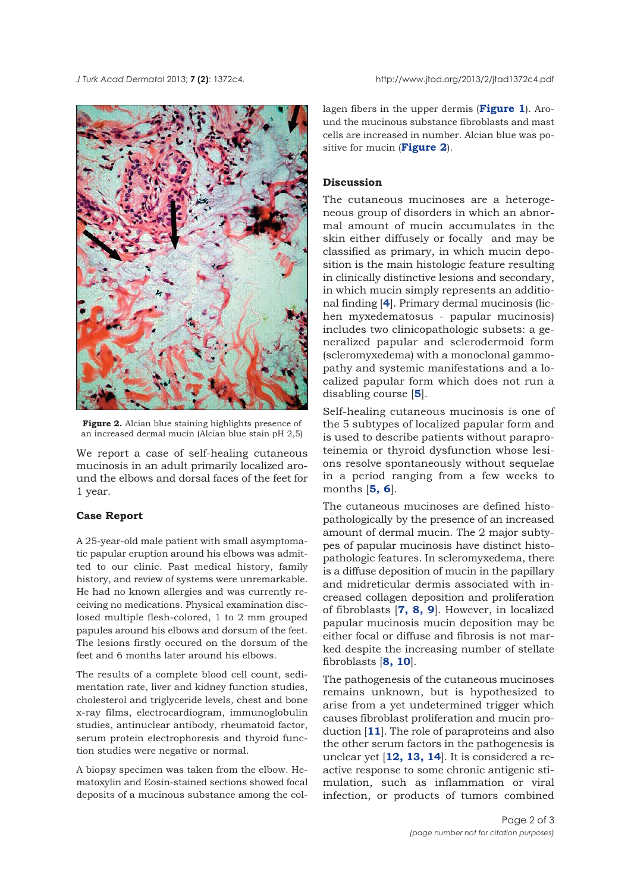Figure 2. Alcian blue staining highlights presence of an increased dermal mucin (Alcian blue stain pH 2,5)

We report a case of self-healing cutaneous mucinosis in an adult primarily localized around the elbows and dorsal faces of the feet for 1 year.

## Case Report

A 25-year-old male patient with small asymptomatic papular eruption around his elbows was admitted to our clinic. Past medical history, family history, and review of systems were unremarkable. He had no known allergies and was currently receiving no medications. Physical examination disclosed multiple flesh-colored, 1 to 2 mm grouped papules around his elbows and dorsum of the feet. The lesions firstly occured on the dorsum of the feet and 6 months later around his elbows.

The results of a complete blood cell count, sedimentation rate, liver and kidney function studies, cholesterol and triglyceride levels, chest and bone x-ray films, electrocardiogram, immunoglobulin studies, antinuclear antibody, rheumatoid factor, serum protein electrophoresis and thyroid function studies were negative or normal.

A biopsy specimen was taken from the elbow. Hematoxylin and Eosin-stained sections showed focal deposits of a mucinous substance among the collagen fibers in the upper dermis (**Figure 1**). Around the mucinous substance fibroblasts and mast cells are increased in number. Alcian blue was positive for mucin (**Figure 2**).

## Discussion

The cutaneous mucinoses are a heterogeneous group of disorders in which an abnormal amount of mucin accumulates in the skin either diffusely or focally and may be classified as primary, in which mucin deposition is the main histologic feature resulting in clinically distinctive lesions and secondary, in which mucin simply represents an additional finding [**4**]. Primary dermal mucinosis (lichen myxedematosus - papular mucinosis) includes two clinicopathologic subsets: a generalized papular and sclerodermoid form (scleromyxedema) with a monoclonal gammopathy and systemic manifestations and a localized papular form which does not run a disabling course [**5**].

Self-healing cutaneous mucinosis is one of the 5 subtypes of localized papular form and is used to describe patients without paraproteinemia or thyroid dysfunction whose lesions resolve spontaneously without sequelae in a period ranging from a few weeks to months [**5, 6**].

The cutaneous mucinoses are defined histopathologically by the presence of an increased amount of dermal mucin. The 2 major subtypes of papular mucinosis have distinct histopathologic features. In scleromyxedema, there is a diffuse deposition of mucin in the papillary and midreticular dermis associated with increased collagen deposition and proliferation of fibroblasts [**7, 8, 9**]. However, in localized papular mucinosis mucin deposition may be either focal or diffuse and fibrosis is not marked despite the increasing number of stellate fibroblasts [**8, 10**].

The pathogenesis of the cutaneous mucinoses remains unknown, but is hypothesized to arise from a yet undetermined trigger which causes fibroblast proliferation and mucin production [**11**]. The role of paraproteins and also the other serum factors in the pathogenesis is unclear yet [**12, 13, 14**]. It is considered a reactive response to some chronic antigenic stimulation, such as inflammation or viral infection, or products of tumors combined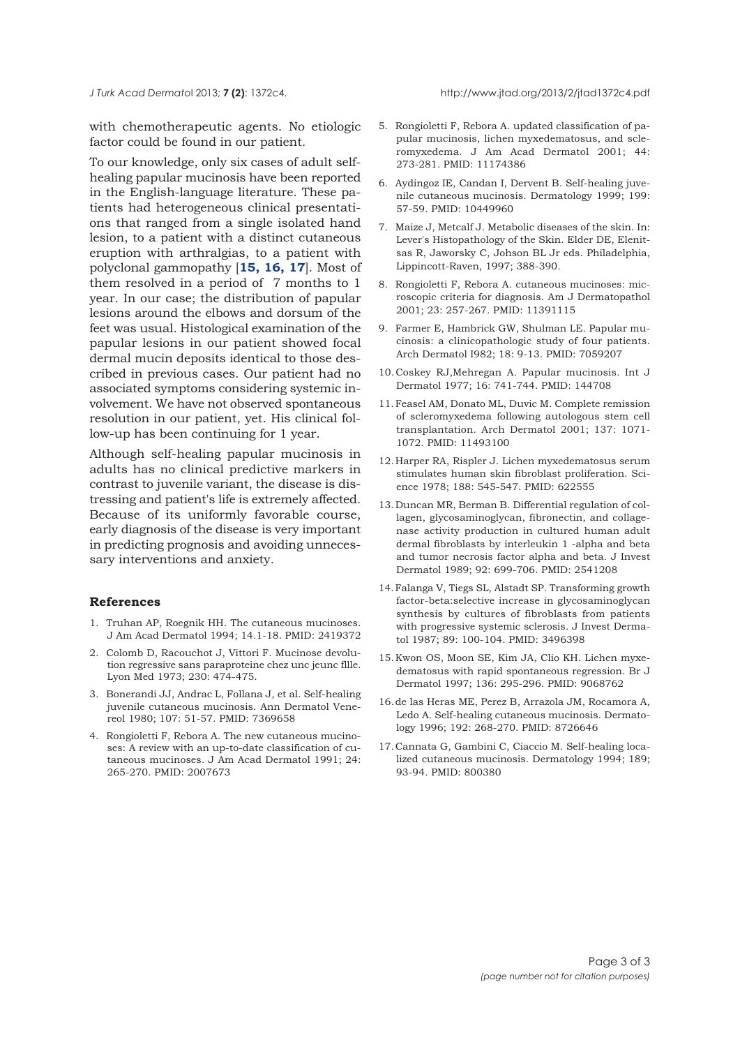with chemotherapeutic agents. No etiologic factor could be found in our patient.

To our knowledge, only six cases of adult self-healing papular mucinosis have been reported in the English-language literature. These patients had heterogeneous clinical presentations that ranged from a single isolated hand lesion, to a patient with a distinct cutaneous eruption with arthralgias, to a patient with polyclonal gammopathy [**15, 16, 17**]. Most of them resolved in a period of 7 months to 1 year. In our case; the distribution of papular lesions around the elbows and dorsum of the feet was usual. Histological examination of the papular lesions in our patient showed focal dermal mucin deposits identical to those described in previous cases. Our patient had no associated symptoms considering systemic involvement. We have not observed spontaneous resolution in our patient, yet. His clinical follow-up has been continuing for 1 year.

Although self-healing papular mucinosis in adults has no clinical predictive markers in contrast to juvenile variant, the disease is distressing and patient's life is extremely affected. Because of its uniformly favorable course, early diagnosis of the disease is very important in predicting prognosis and avoiding unnecessary interventions and anxiety.

## References

1. Truhan AP, Roegnik HH. The cutaneous mucinoses. J Am Acad Dermatol 1994; 14.1-18. PMID: 2419372
2. Colomb D, Racouchot J, Vittori F. Mucinose devolution regressive sans paraproteine chez unc jeunc fllle. Lyon Med 1973; 230: 474-475.
3. Bonerandi JJ, Andrac L, Follana J, et al. Self-healing juvenile cutaneous mucinosis. Ann Dermatol Venereol 1980; 107: 51-57. PMID: 7369658
4. Rongioletti F, Rebora A. The new cutaneous mucinoses: A review with an up-to-date classification of cutaneous mucinoses. J Am Acad Dermatol 1991; 24: 265-270. PMID: 2007673
5. Rongioletti F, Rebora A. updated classification of papular mucinosis, lichen myxedematosus, and scleromyxedema. J Am Acad Dermatol 2001; 44: 273-281. PMID: 11174386
6. Aydingoz IE, Candan I, Dervent B. Self-healing juvenile cutaneous mucinosis. Dermatology 1999; 199: 57-59. PMID: 10449960
7. Maize J, Metcalf J. Metabolic diseases of the skin. In: Lever's Histopathology of the Skin. Elder DE, Elenitsas R, Jaworsky C, Johson BL Jr eds. Philadelphia, Lippincott-Raven, 1997; 388-390.
8. Rongioletti F, Rebora A. cutaneous mucinoses: microscopic criteria for diagnosis. Am J Dermatopathol 2001; 23: 257-267. PMID: 11391115
9. Farmer E, Hambrick GW, Shulman LE. Papular mucinosis: a clinicopathologic study of four patients. Arch Dermatol I982; 18: 9-13. PMID: 7059207
10. Coskey RJ,Mehregan A. Papular mucinosis. Int J Dermatol 1977; 16: 741-744. PMID: 144708
11. Feasel AM, Donato ML, Duvic M. Complete remission of scleromyxedema following autologous stem cell transplantation. Arch Dermatol 2001; 137: 1071-1072. PMID: 11493100
12. Harper RA, Rispler J. Lichen myxedematosus serum stimulates human skin fibroblast proliferation. Science 1978; 188: 545-547. PMID: 622555
13. Duncan MR, Berman B. Differential regulation of collagen, glycosaminoglycan, fibronectin, and collagenase activity production in cultured human adult dermal fibroblasts by interleukin 1 -alpha and beta and tumor necrosis factor alpha and beta. J Invest Dermatol 1989; 92: 699-706. PMID: 2541208
14. Falanga V, Tiegs SL, Alstadt SP. Transforming growth factor-beta:selective increase in glycosaminoglycan synthesis by cultures of fibroblasts from patients with progressive systemic sclerosis. J Invest Dermatol 1987; 89: 100-104. PMID: 3496398
15. Kwon OS, Moon SE, Kim JA, Clio KH. Lichen myxedematosus with rapid spontaneous regression. Br J Dermatol 1997; 136: 295-296. PMID: 9068762
16. de las Heras ME, Perez B, Arrazola JM, Rocamora A, Ledo A. Self-healing cutaneous mucinosis. Dermatology 1996; 192: 268-270. PMID: 8726646
17. Cannata G, Gambini C, Ciaccio M. Self-healing localized cutaneous mucinosis. Dermatology 1994; 189; 93-94. PMID: 800380